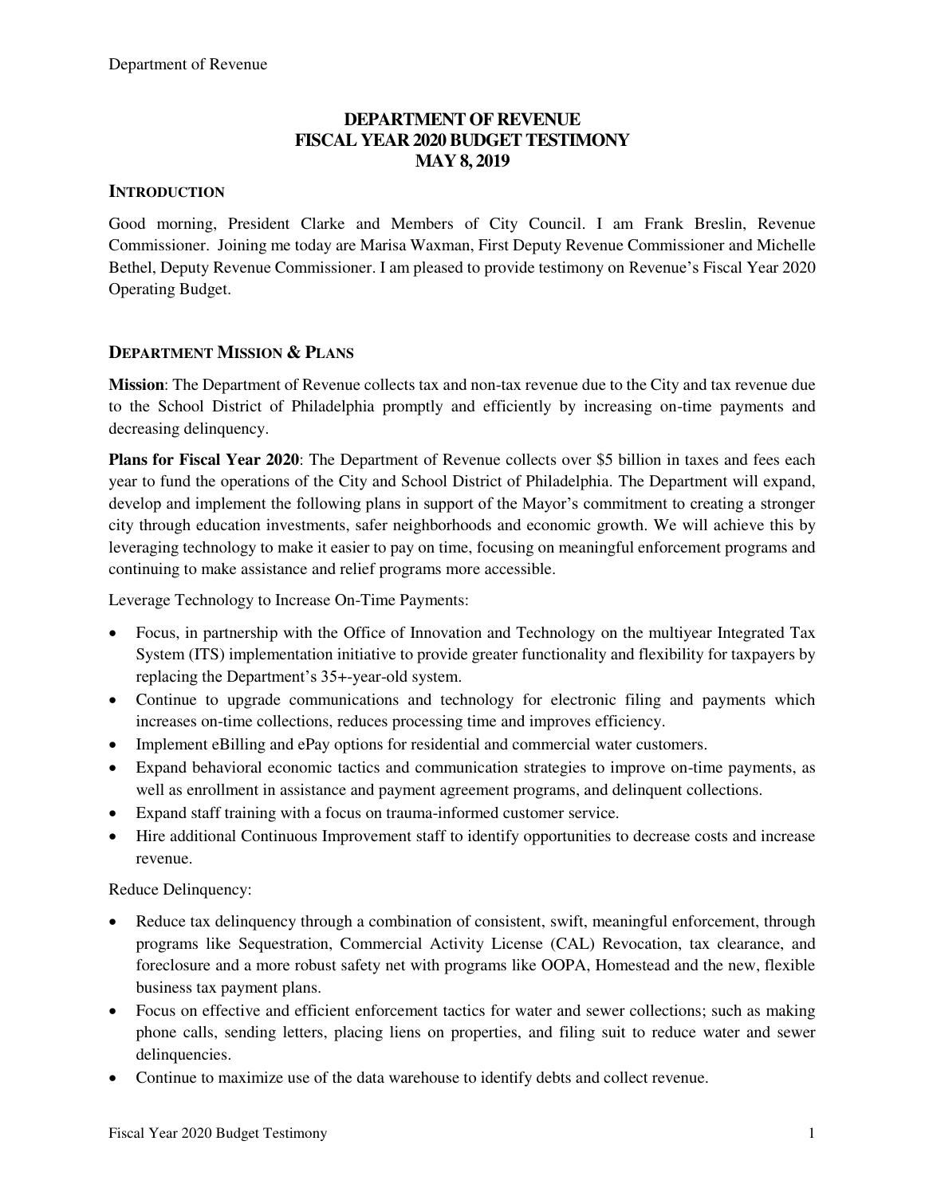# DEPARTMENT OF REVENUE
# FISCAL YEAR 2020 BUDGET TESTIMONY
# MAY 8, 2019

## INTRODUCTION

Good morning, President Clarke and Members of City Council. I am Frank Breslin, Revenue Commissioner. Joining me today are Marisa Waxman, First Deputy Revenue Commissioner and Michelle Bethel, Deputy Revenue Commissioner. I am pleased to provide testimony on Revenue's Fiscal Year 2020 Operating Budget.

## DEPARTMENT MISSION & PLANS

**Mission**: The Department of Revenue collects tax and non-tax revenue due to the City and tax revenue due to the School District of Philadelphia promptly and efficiently by increasing on-time payments and decreasing delinquency.

**Plans for Fiscal Year 2020**: The Department of Revenue collects over $5 billion in taxes and fees each year to fund the operations of the City and School District of Philadelphia. The Department will expand, develop and implement the following plans in support of the Mayor's commitment to creating a stronger city through education investments, safer neighborhoods and economic growth. We will achieve this by leveraging technology to make it easier to pay on time, focusing on meaningful enforcement programs and continuing to make assistance and relief programs more accessible.

Leverage Technology to Increase On-Time Payments:

- Focus, in partnership with the Office of Innovation and Technology on the multiyear Integrated Tax System (ITS) implementation initiative to provide greater functionality and flexibility for taxpayers by replacing the Department's 35+-year-old system.
- Continue to upgrade communications and technology for electronic filing and payments which increases on-time collections, reduces processing time and improves efficiency.
- Implement eBilling and ePay options for residential and commercial water customers.
- Expand behavioral economic tactics and communication strategies to improve on-time payments, as well as enrollment in assistance and payment agreement programs, and delinquent collections.
- Expand staff training with a focus on trauma-informed customer service.
- Hire additional Continuous Improvement staff to identify opportunities to decrease costs and increase revenue.

Reduce Delinquency:

- Reduce tax delinquency through a combination of consistent, swift, meaningful enforcement, through programs like Sequestration, Commercial Activity License (CAL) Revocation, tax clearance, and foreclosure and a more robust safety net with programs like OOPA, Homestead and the new, flexible business tax payment plans.
- Focus on effective and efficient enforcement tactics for water and sewer collections; such as making phone calls, sending letters, placing liens on properties, and filing suit to reduce water and sewer delinquencies.
- Continue to maximize use of the data warehouse to identify debts and collect revenue.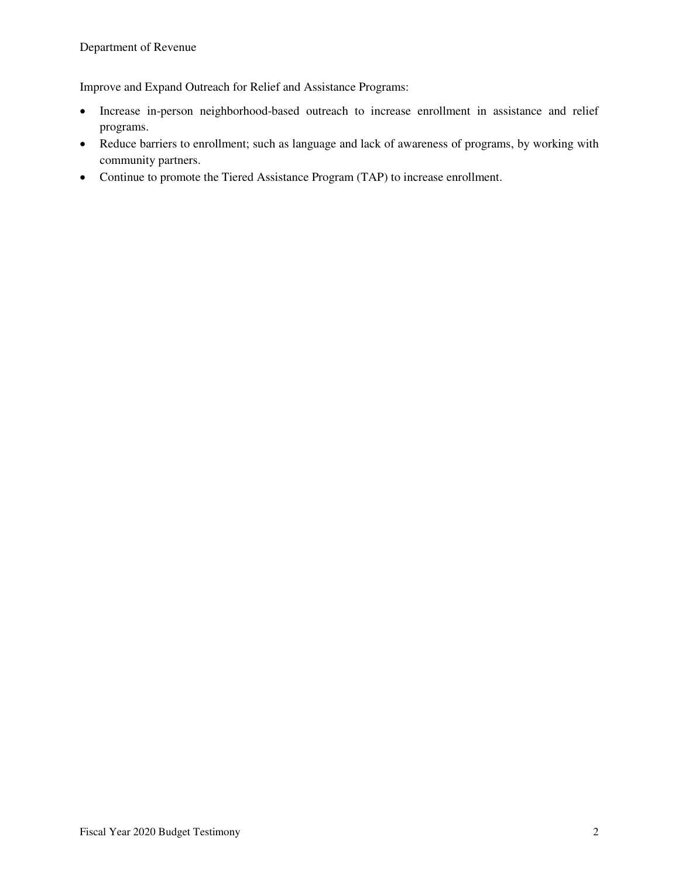Improve and Expand Outreach for Relief and Assistance Programs:

- Increase in-person neighborhood-based outreach to increase enrollment in assistance and relief programs.
- Reduce barriers to enrollment; such as language and lack of awareness of programs, by working with community partners.
- Continue to promote the Tiered Assistance Program (TAP) to increase enrollment.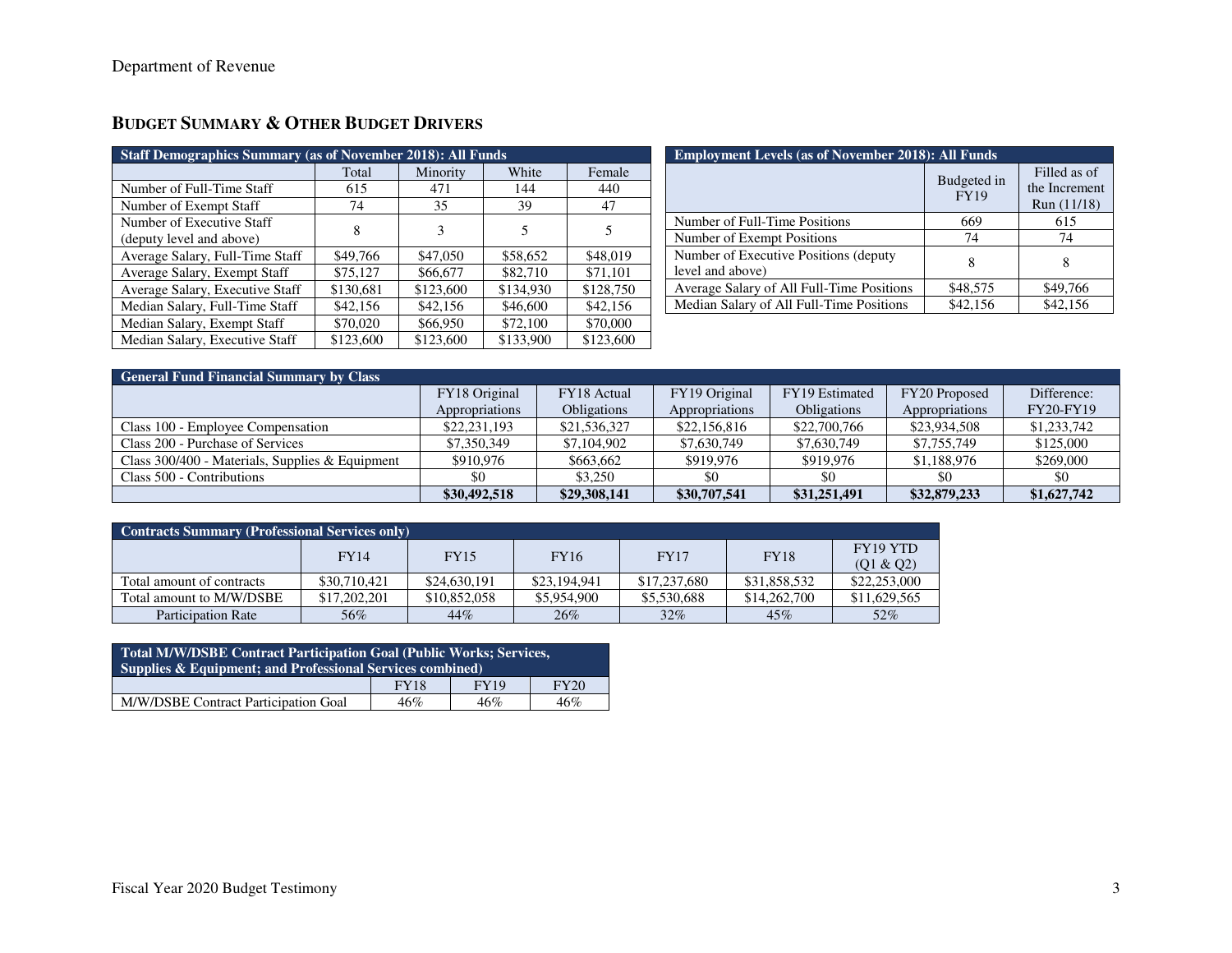## BUDGET SUMMARY & OTHER BUDGET DRIVERS

| Staff Demographics Summary (as of November 2018): All Funds | | | | |
|---|---|---|---|---|
| | Total | Minority | White | Female |
| Number of Full-Time Staff | 615 | 471 | 144 | 440 |
| Number of Exempt Staff | 74 | 35 | 39 | 47 |
| Number of Executive Staff (deputy level and above) | 8 | 3 | 5 | 5 |
| Average Salary, Full-Time Staff | $49,766 | $47,050 | $58,652 | $48,019 |
| Average Salary, Exempt Staff | $75,127 | $66,677 | $82,710 | $71,101 |
| Average Salary, Executive Staff | $130,681 | $123,600 | $134,930 | $128,750 |
| Median Salary, Full-Time Staff | $42,156 | $42,156 | $46,600 | $42,156 |
| Median Salary, Exempt Staff | $70,020 | $66,950 | $72,100 | $70,000 |
| Median Salary, Executive Staff | $123,600 | $123,600 | $133,900 | $123,600 |

| Employment Levels (as of November 2018): All Funds | | |
|---|---|---|
| | Budgeted in FY19 | Filled as of the Increment Run (11/18) |
| Number of Full-Time Positions | 669 | 615 |
| Number of Exempt Positions | 74 | 74 |
| Number of Executive Positions (deputy level and above) | 8 | 8 |
| Average Salary of All Full-Time Positions | $48,575 | $49,766 |
| Median Salary of All Full-Time Positions | $42,156 | $42,156 |

| General Fund Financial Summary by Class | | | | | | |
|---|---|---|---|---|---|---|
| | FY18 Original Appropriations | FY18 Actual Obligations | FY19 Original Appropriations | FY19 Estimated Obligations | FY20 Proposed Appropriations | Difference: FY20-FY19 |
| Class 100 - Employee Compensation | $22,231,193 | $21,536,327 | $22,156,816 | $22,700,766 | $23,934,508 | $1,233,742 |
| Class 200 - Purchase of Services | $7,350,349 | $7,104,902 | $7,630,749 | $7,630,749 | $7,755,749 | $125,000 |
| Class 300/400 - Materials, Supplies & Equipment | $910,976 | $663,662 | $919,976 | $919,976 | $1,188,976 | $269,000 |
| Class 500 - Contributions | $0 | $3,250 | $0 | $0 | $0 | $0 |
| | **$30,492,518** | **$29,308,141** | **$30,707,541** | **$31,251,491** | **$32,879,233** | **$1,627,742** |

| Contracts Summary (Professional Services only) | | | | | | |
|---|---|---|---|---|---|---|
| | FY14 | FY15 | FY16 | FY17 | FY18 | FY19 YTD (Q1 & Q2) |
| Total amount of contracts | $30,710,421 | $24,630,191 | $23,194,941 | $17,237,680 | $31,858,532 | $22,253,000 |
| Total amount to M/W/DSBE | $17,202,201 | $10,852,058 | $5,954,900 | $5,530,688 | $14,262,700 | $11,629,565 |
| Participation Rate | 56% | 44% | 26% | 32% | 45% | 52% |

| Total M/W/DSBE Contract Participation Goal (Public Works; Services, Supplies & Equipment; and Professional Services combined) | | | |
|---|---|---|---|
| | FY18 | FY19 | FY20 |
| M/W/DSBE Contract Participation Goal | 46% | 46% | 46% |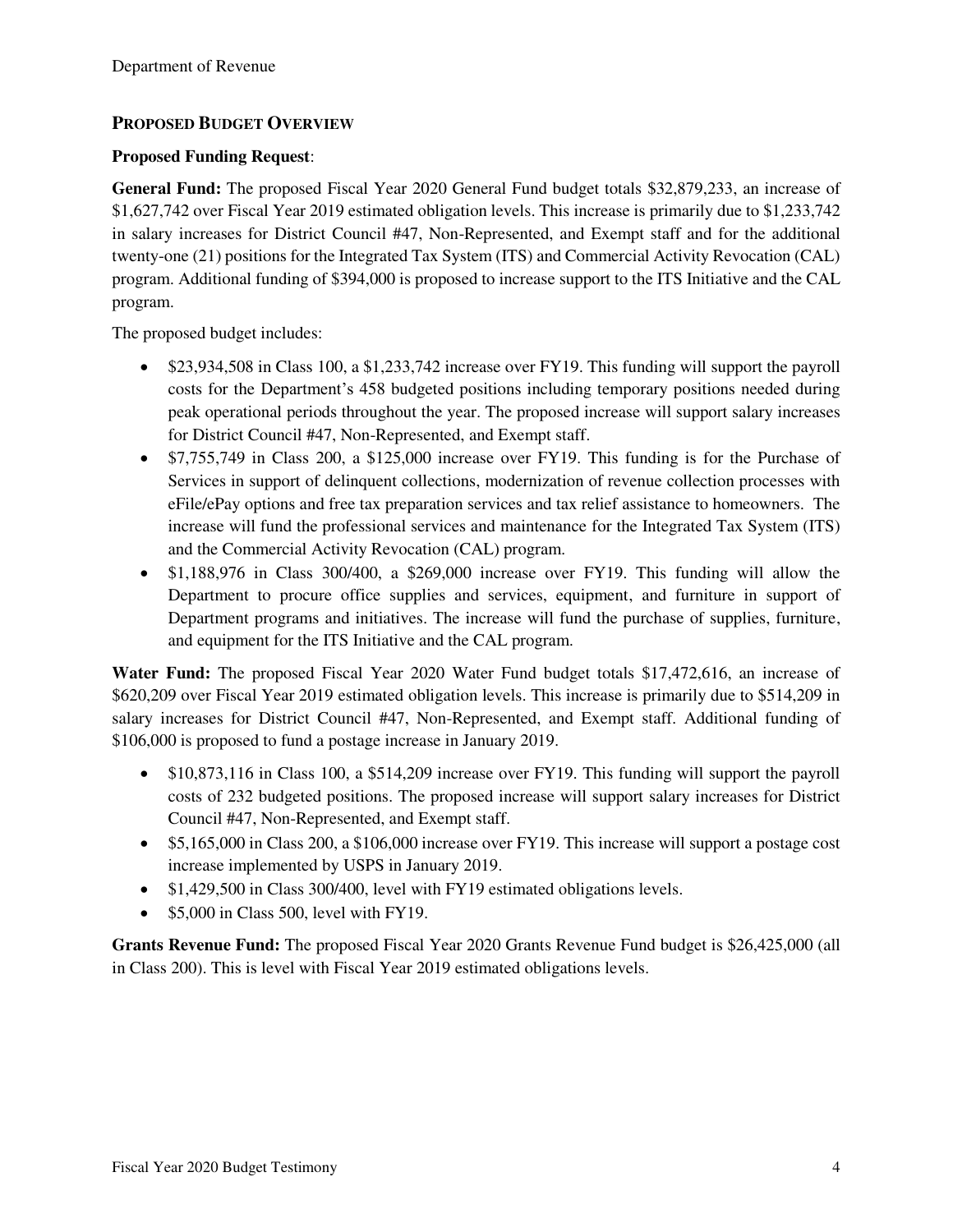## PROPOSED BUDGET OVERVIEW

**Proposed Funding Request**:

**General Fund:** The proposed Fiscal Year 2020 General Fund budget totals $32,879,233, an increase of $1,627,742 over Fiscal Year 2019 estimated obligation levels. This increase is primarily due to $1,233,742 in salary increases for District Council #47, Non-Represented, and Exempt staff and for the additional twenty-one (21) positions for the Integrated Tax System (ITS) and Commercial Activity Revocation (CAL) program. Additional funding of $394,000 is proposed to increase support to the ITS Initiative and the CAL program.

The proposed budget includes:

- $23,934,508 in Class 100, a $1,233,742 increase over FY19. This funding will support the payroll costs for the Department's 458 budgeted positions including temporary positions needed during peak operational periods throughout the year. The proposed increase will support salary increases for District Council #47, Non-Represented, and Exempt staff.
- $7,755,749 in Class 200, a $125,000 increase over FY19. This funding is for the Purchase of Services in support of delinquent collections, modernization of revenue collection processes with eFile/ePay options and free tax preparation services and tax relief assistance to homeowners. The increase will fund the professional services and maintenance for the Integrated Tax System (ITS) and the Commercial Activity Revocation (CAL) program.
- $1,188,976 in Class 300/400, a $269,000 increase over FY19. This funding will allow the Department to procure office supplies and services, equipment, and furniture in support of Department programs and initiatives. The increase will fund the purchase of supplies, furniture, and equipment for the ITS Initiative and the CAL program.

**Water Fund:** The proposed Fiscal Year 2020 Water Fund budget totals $17,472,616, an increase of $620,209 over Fiscal Year 2019 estimated obligation levels. This increase is primarily due to $514,209 in salary increases for District Council #47, Non-Represented, and Exempt staff. Additional funding of $106,000 is proposed to fund a postage increase in January 2019.

- $10,873,116 in Class 100, a $514,209 increase over FY19. This funding will support the payroll costs of 232 budgeted positions. The proposed increase will support salary increases for District Council #47, Non-Represented, and Exempt staff.
- $5,165,000 in Class 200, a $106,000 increase over FY19. This increase will support a postage cost increase implemented by USPS in January 2019.
- $1,429,500 in Class 300/400, level with FY19 estimated obligations levels.
- $5,000 in Class 500, level with FY19.

**Grants Revenue Fund:** The proposed Fiscal Year 2020 Grants Revenue Fund budget is $26,425,000 (all in Class 200). This is level with Fiscal Year 2019 estimated obligations levels.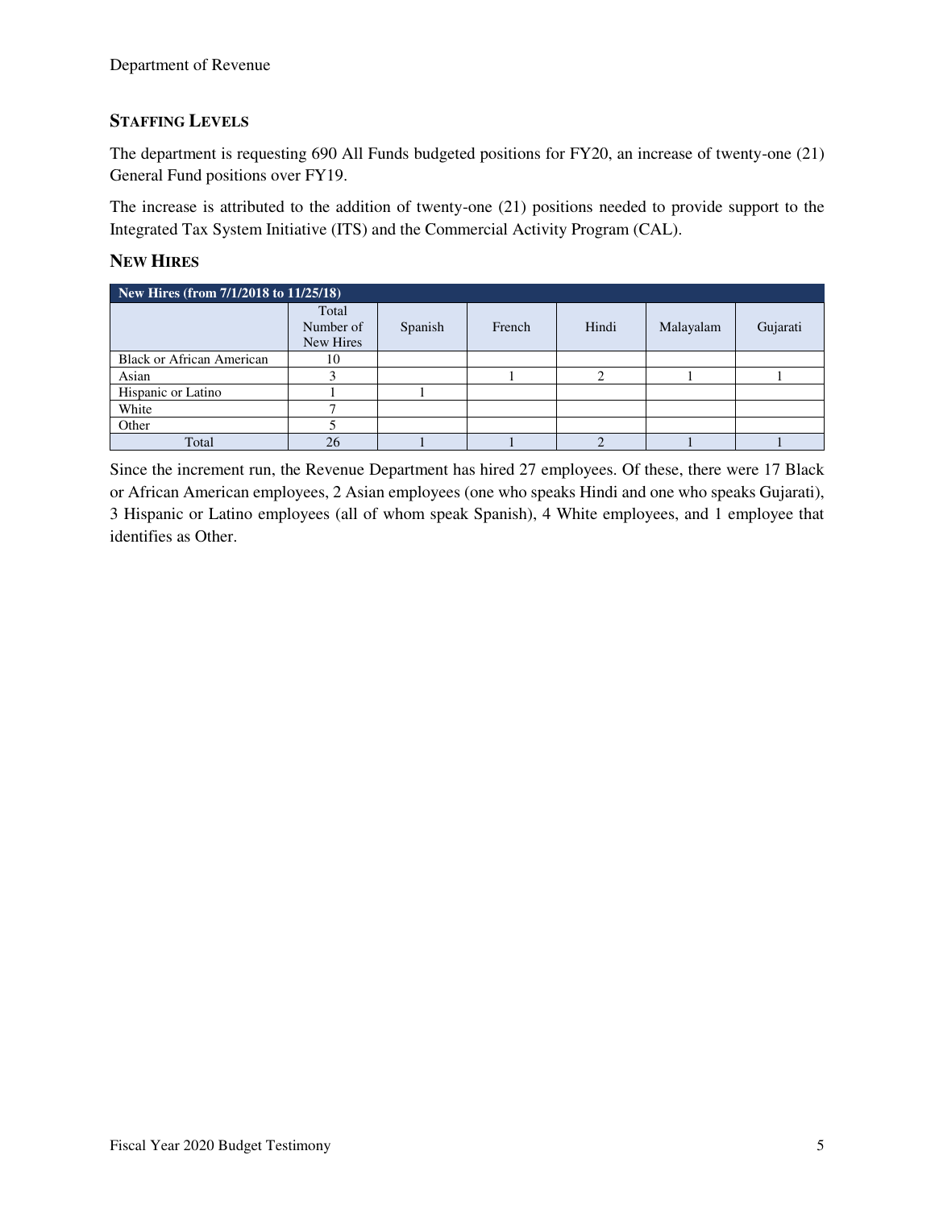## STAFFING LEVELS

The department is requesting 690 All Funds budgeted positions for FY20, an increase of twenty-one (21) General Fund positions over FY19.

The increase is attributed to the addition of twenty-one (21) positions needed to provide support to the Integrated Tax System Initiative (ITS) and the Commercial Activity Program (CAL).

## NEW HIRES

| New Hires (from 7/1/2018 to 11/25/18) | | | | | | |
|---|---|---|---|---|---|---|
| | Total Number of New Hires | Spanish | French | Hindi | Malayalam | Gujarati |
| Black or African American | 10 | | | | | |
| Asian | 3 | | 1 | 2 | 1 | 1 |
| Hispanic or Latino | 1 | 1 | | | | |
| White | 7 | | | | | |
| Other | 5 | | | | | |
| Total | 26 | 1 | 1 | 2 | 1 | 1 |

Since the increment run, the Revenue Department has hired 27 employees. Of these, there were 17 Black or African American employees, 2 Asian employees (one who speaks Hindi and one who speaks Gujarati), 3 Hispanic or Latino employees (all of whom speak Spanish), 4 White employees, and 1 employee that identifies as Other.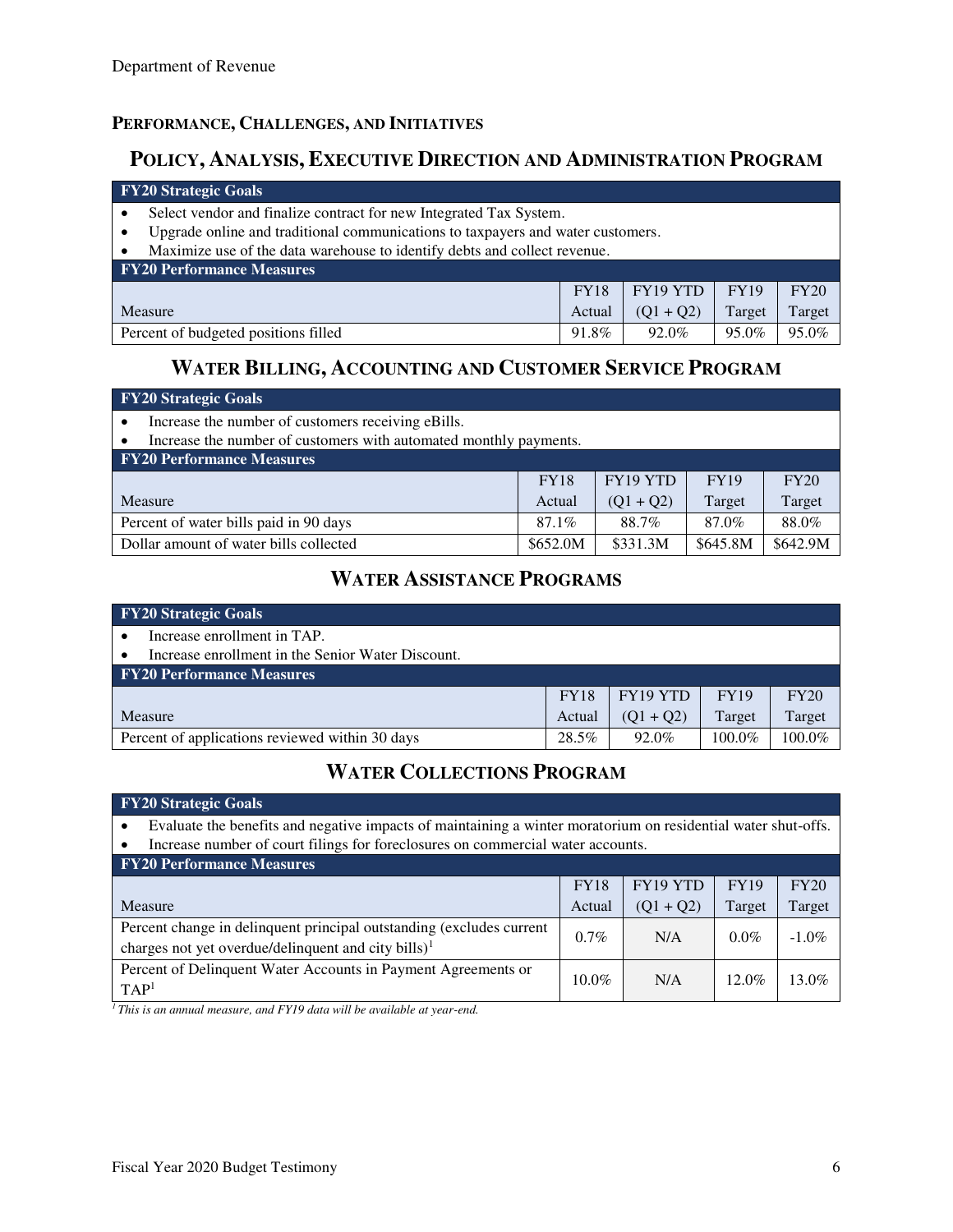## PERFORMANCE, CHALLENGES, AND INITIATIVES

### POLICY, ANALYSIS, EXECUTIVE DIRECTION AND ADMINISTRATION PROGRAM

**FY20 Strategic Goals**

- Select vendor and finalize contract for new Integrated Tax System.
- Upgrade online and traditional communications to taxpayers and water customers.
- Maximize use of the data warehouse to identify debts and collect revenue.

**FY20 Performance Measures**

| Measure | FY18 Actual | FY19 YTD (Q1 + Q2) | FY19 Target | FY20 Target |
|---|---|---|---|---|
| Percent of budgeted positions filled | 91.8% | 92.0% | 95.0% | 95.0% |

### WATER BILLING, ACCOUNTING AND CUSTOMER SERVICE PROGRAM

**FY20 Strategic Goals**

- Increase the number of customers receiving eBills.
- Increase the number of customers with automated monthly payments.

**FY20 Performance Measures**

| Measure | FY18 Actual | FY19 YTD (Q1 + Q2) | FY19 Target | FY20 Target |
|---|---|---|---|---|
| Percent of water bills paid in 90 days | 87.1% | 88.7% | 87.0% | 88.0% |
| Dollar amount of water bills collected | $652.0M | $331.3M | $645.8M | $642.9M |

### WATER ASSISTANCE PROGRAMS

**FY20 Strategic Goals**

- Increase enrollment in TAP.
- Increase enrollment in the Senior Water Discount.

**FY20 Performance Measures**

| Measure | FY18 Actual | FY19 YTD (Q1 + Q2) | FY19 Target | FY20 Target |
|---|---|---|---|---|
| Percent of applications reviewed within 30 days | 28.5% | 92.0% | 100.0% | 100.0% |

### WATER COLLECTIONS PROGRAM

**FY20 Strategic Goals**

- Evaluate the benefits and negative impacts of maintaining a winter moratorium on residential water shut-offs.
- Increase number of court filings for foreclosures on commercial water accounts.

**FY20 Performance Measures**

| Measure | FY18 Actual | FY19 YTD (Q1 + Q2) | FY19 Target | FY20 Target |
|---|---|---|---|---|
| Percent change in delinquent principal outstanding (excludes current charges not yet overdue/delinquent and city bills)[1] | 0.7% | N/A | 0.0% | -1.0% |
| Percent of Delinquent Water Accounts in Payment Agreements or TAP[1] | 10.0% | N/A | 12.0% | 13.0% |

*[1] This is an annual measure, and FY19 data will be available at year-end.*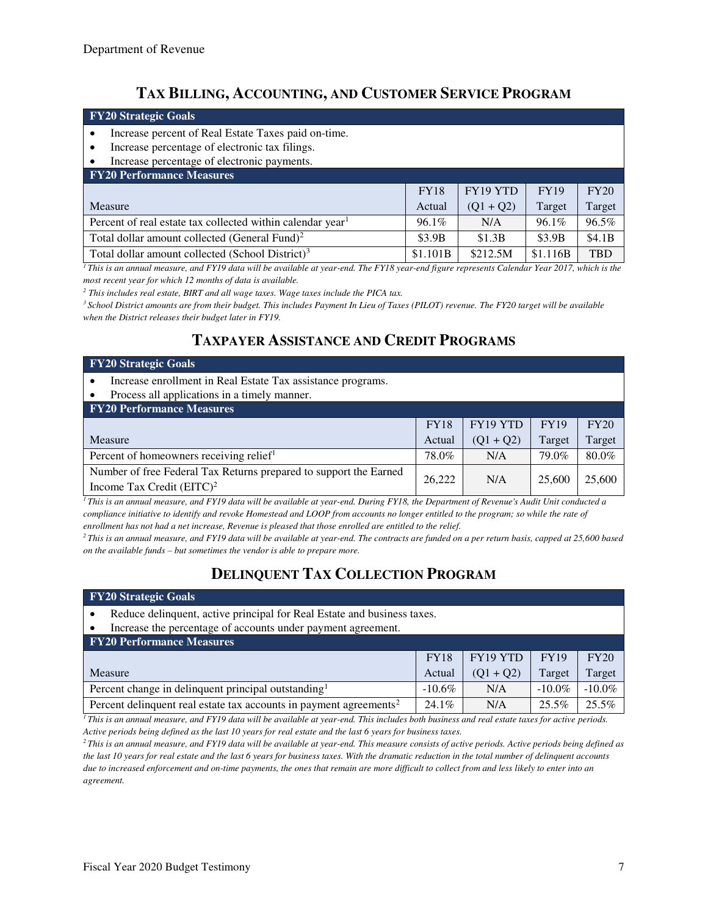Department of Revenue

## TAX BILLING, ACCOUNTING, AND CUSTOMER SERVICE PROGRAM

**FY20 Strategic Goals**

- Increase percent of Real Estate Taxes paid on-time.
- Increase percentage of electronic tax filings.
- Increase percentage of electronic payments.

**FY20 Performance Measures**

| Measure | FY18 Actual | FY19 YTD (Q1 + Q2) | FY19 Target | FY20 Target |
|---|---|---|---|---|
| Percent of real estate tax collected within calendar year[1] | 96.1% | N/A | 96.1% | 96.5% |
| Total dollar amount collected (General Fund)[2] | $3.9B | $1.3B | $3.9B | $4.1B |
| Total dollar amount collected (School District)[3] | $1.101B | $212.5M | $1.116B | TBD |

*[1] This is an annual measure, and FY19 data will be available at year-end. The FY18 year-end figure represents Calendar Year 2017, which is the most recent year for which 12 months of data is available.*

*[2] This includes real estate, BIRT and all wage taxes. Wage taxes include the PICA tax.*

*[3] School District amounts are from their budget. This includes Payment In Lieu of Taxes (PILOT) revenue. The FY20 target will be available when the District releases their budget later in FY19.*

## TAXPAYER ASSISTANCE AND CREDIT PROGRAMS

**FY20 Strategic Goals**

- Increase enrollment in Real Estate Tax assistance programs.
- Process all applications in a timely manner.

**FY20 Performance Measures**

| Measure | FY18 Actual | FY19 YTD (Q1 + Q2) | FY19 Target | FY20 Target |
|---|---|---|---|---|
| Percent of homeowners receiving relief[1] | 78.0% | N/A | 79.0% | 80.0% |
| Number of free Federal Tax Returns prepared to support the Earned Income Tax Credit (EITC)[2] | 26,222 | N/A | 25,600 | 25,600 |

*[1] This is an annual measure, and FY19 data will be available at year-end. During FY18, the Department of Revenue's Audit Unit conducted a compliance initiative to identify and revoke Homestead and LOOP from accounts no longer entitled to the program; so while the rate of enrollment has not had a net increase, Revenue is pleased that those enrolled are entitled to the relief.*

*[2] This is an annual measure, and FY19 data will be available at year-end. The contracts are funded on a per return basis, capped at 25,600 based on the available funds – but sometimes the vendor is able to prepare more.*

## DELINQUENT TAX COLLECTION PROGRAM

**FY20 Strategic Goals**

- Reduce delinquent, active principal for Real Estate and business taxes.
- Increase the percentage of accounts under payment agreement.

**FY20 Performance Measures**

| Measure | FY18 Actual | FY19 YTD (Q1 + Q2) | FY19 Target | FY20 Target |
|---|---|---|---|---|
| Percent change in delinquent principal outstanding[1] | -10.6% | N/A | -10.0% | -10.0% |
| Percent delinquent real estate tax accounts in payment agreements[2] | 24.1% | N/A | 25.5% | 25.5% |

*[1] This is an annual measure, and FY19 data will be available at year-end. This includes both business and real estate taxes for active periods. Active periods being defined as the last 10 years for real estate and the last 6 years for business taxes.*

*[2] This is an annual measure, and FY19 data will be available at year-end. This measure consists of active periods. Active periods being defined as the last 10 years for real estate and the last 6 years for business taxes. With the dramatic reduction in the total number of delinquent accounts due to increased enforcement and on-time payments, the ones that remain are more difficult to collect from and less likely to enter into an agreement.*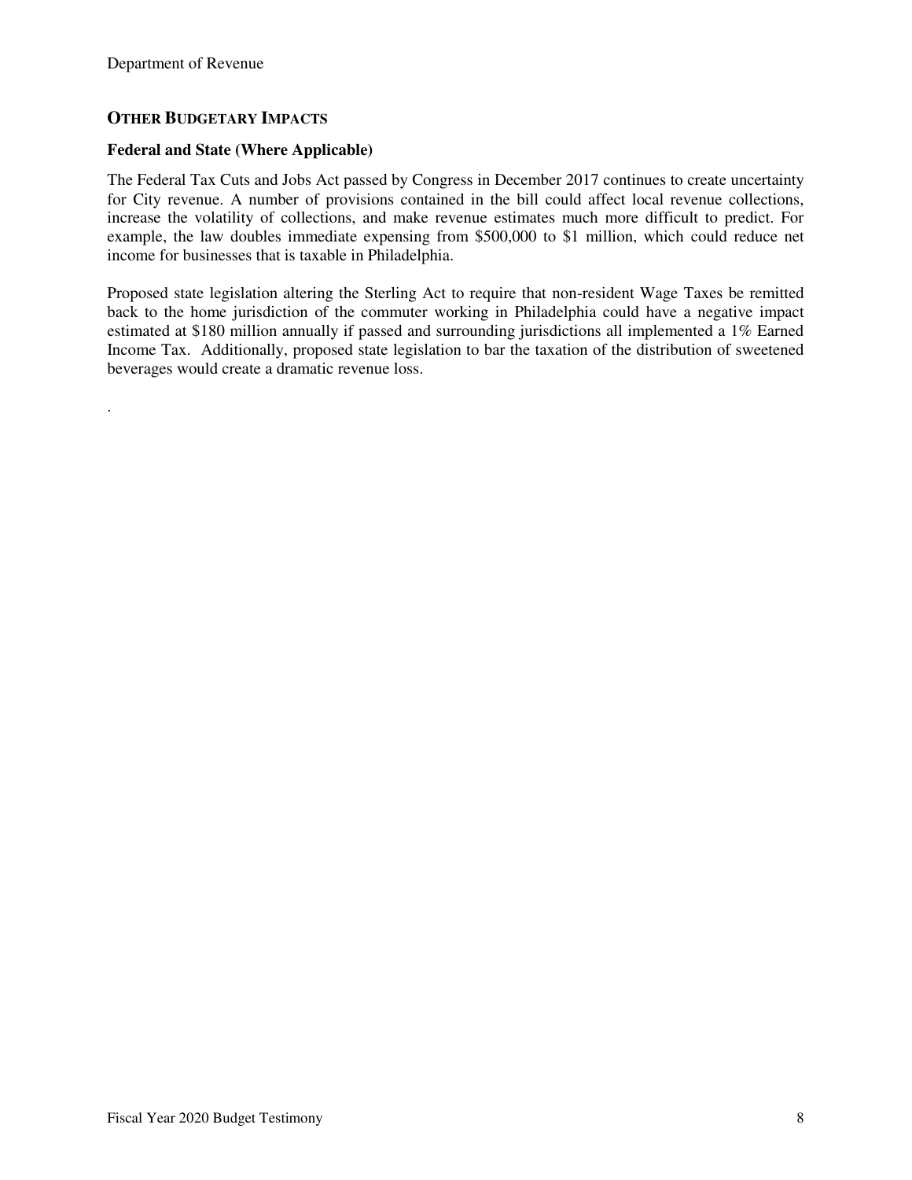## OTHER BUDGETARY IMPACTS

### Federal and State (Where Applicable)

The Federal Tax Cuts and Jobs Act passed by Congress in December 2017 continues to create uncertainty for City revenue. A number of provisions contained in the bill could affect local revenue collections, increase the volatility of collections, and make revenue estimates much more difficult to predict. For example, the law doubles immediate expensing from $500,000 to $1 million, which could reduce net income for businesses that is taxable in Philadelphia.

Proposed state legislation altering the Sterling Act to require that non-resident Wage Taxes be remitted back to the home jurisdiction of the commuter working in Philadelphia could have a negative impact estimated at $180 million annually if passed and surrounding jurisdictions all implemented a 1% Earned Income Tax. Additionally, proposed state legislation to bar the taxation of the distribution of sweetened beverages would create a dramatic revenue loss.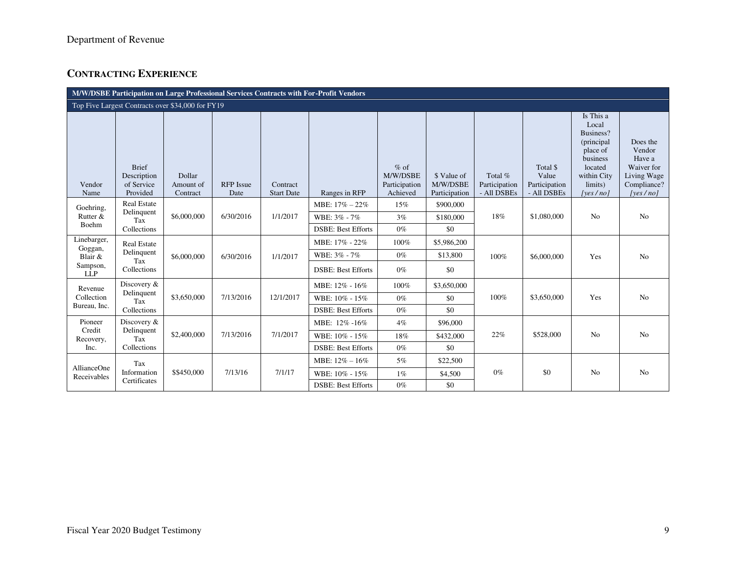## CONTRACTING EXPERIENCE

| M/W/DSBE Participation on Large Professional Services Contracts with For-Profit Vendors | | | | | | | | | | | |
|---|---|---|---|---|---|---|---|---|---|---|---|
| Top Five Largest Contracts over $34,000 for FY19 | | | | | | | | | | | |
| Vendor Name | Brief Description of Service Provided | Dollar Amount of Contract | RFP Issue Date | Contract Start Date | Ranges in RFP | % of M/W/DSBE Participation Achieved | $ Value of M/W/DSBE Participation | Total % Participation - All DSBEs | Total $ Value Participation - All DSBEs | Is This a Local Business? (principal place of business located within City limits) *[yes / no]* | Does the Vendor Have a Waiver for Living Wage Compliance? *[yes / no]* |
| Goehring, Rutter & Boehm | Real Estate Delinquent Tax Collections | $6,000,000 | 6/30/2016 | 1/1/2017 | MBE: 17% – 22% | 15% | $900,000 | 18% | $1,080,000 | No | No |
| | | | | | WBE: 3% - 7% | 3% | $180,000 | | | | |
| | | | | | DSBE: Best Efforts | 0% | $0 | | | | |
| Linebarger, Goggan, Blair & Sampson, LLP | Real Estate Delinquent Tax Collections | $6,000,000 | 6/30/2016 | 1/1/2017 | MBE: 17% - 22% | 100% | $5,986,200 | 100% | $6,000,000 | Yes | No |
| | | | | | WBE: 3% - 7% | 0% | $13,800 | | | | |
| | | | | | DSBE: Best Efforts | 0% | $0 | | | | |
| Revenue Collection Bureau, Inc. | Discovery & Delinquent Tax Collections | $3,650,000 | 7/13/2016 | 12/1/2017 | MBE: 12% - 16% | 100% | $3,650,000 | 100% | $3,650,000 | Yes | No |
| | | | | | WBE: 10% - 15% | 0% | $0 | | | | |
| | | | | | DSBE: Best Efforts | 0% | $0 | | | | |
| Pioneer Credit Recovery, Inc. | Discovery & Delinquent Tax Collections | $2,400,000 | 7/13/2016 | 7/1/2017 | MBE: 12% -16% | 4% | $96,000 | 22% | $528,000 | No | No |
| | | | | | WBE: 10% - 15% | 18% | $432,000 | | | | |
| | | | | | DSBE: Best Efforts | 0% | $0 | | | | |
| AllianceOne Receivables | Tax Information Certificates | $$450,000 | 7/13/16 | 7/1/17 | MBE: 12% – 16% | 5% | $22,500 | 0% | $0 | No | No |
| | | | | | WBE: 10% - 15% | 1% | $4,500 | | | | |
| | | | | | DSBE: Best Efforts | 0% | $0 | | | | |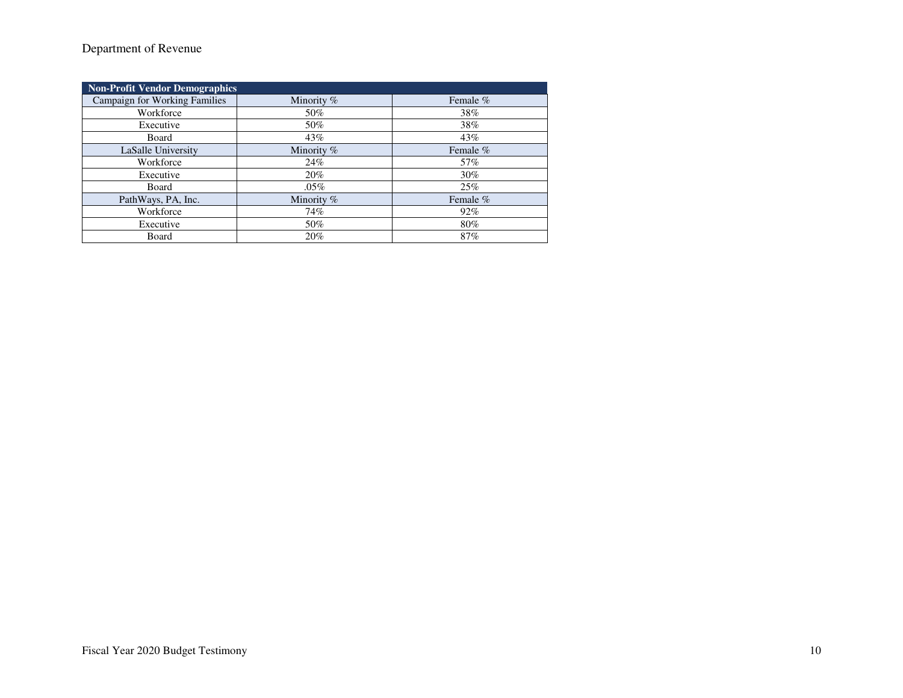| Non-Profit Vendor Demographics | | |
|---|---|---|
| Campaign for Working Families | Minority % | Female % |
| Workforce | 50% | 38% |
| Executive | 50% | 38% |
| Board | 43% | 43% |
| LaSalle University | Minority % | Female % |
| Workforce | 24% | 57% |
| Executive | 20% | 30% |
| Board | .05% | 25% |
| PathWays, PA, Inc. | Minority % | Female % |
| Workforce | 74% | 92% |
| Executive | 50% | 80% |
| Board | 20% | 87% |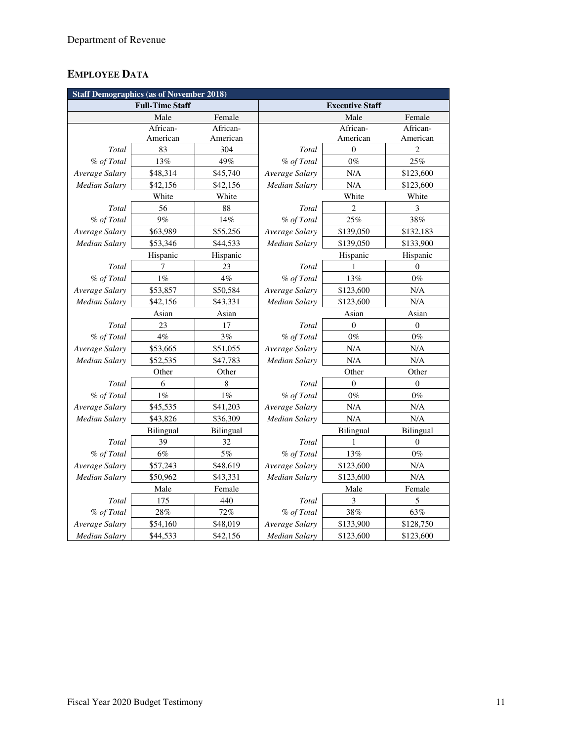## EMPLOYEE DATA

| Staff Demographics (as of November 2018) | | | | | |
|---|---|---|---|---|---|
| Full-Time Staff | | | Executive Staff | | |
| | Male | Female | | Male | Female |
| | African-American | African-American | | African-American | African-American |
| *Total* | 83 | 304 | *Total* | 0 | 2 |
| *% of Total* | 13% | 49% | *% of Total* | 0% | 25% |
| *Average Salary* | $48,314 | $45,740 | *Average Salary* | N/A | $123,600 |
| *Median Salary* | $42,156 | $42,156 | *Median Salary* | N/A | $123,600 |
| | White | White | | White | White |
| *Total* | 56 | 88 | *Total* | 2 | 3 |
| *% of Total* | 9% | 14% | *% of Total* | 25% | 38% |
| *Average Salary* | $63,989 | $55,256 | *Average Salary* | $139,050 | $132,183 |
| *Median Salary* | $53,346 | $44,533 | *Median Salary* | $139,050 | $133,900 |
| | Hispanic | Hispanic | | Hispanic | Hispanic |
| *Total* | 7 | 23 | *Total* | 1 | 0 |
| *% of Total* | 1% | 4% | *% of Total* | 13% | 0% |
| *Average Salary* | $53,857 | $50,584 | *Average Salary* | $123,600 | N/A |
| *Median Salary* | $42,156 | $43,331 | *Median Salary* | $123,600 | N/A |
| | Asian | Asian | | Asian | Asian |
| *Total* | 23 | 17 | *Total* | 0 | 0 |
| *% of Total* | 4% | 3% | *% of Total* | 0% | 0% |
| *Average Salary* | $53,665 | $51,055 | *Average Salary* | N/A | N/A |
| *Median Salary* | $52,535 | $47,783 | *Median Salary* | N/A | N/A |
| | Other | Other | | Other | Other |
| *Total* | 6 | 8 | *Total* | 0 | 0 |
| *% of Total* | 1% | 1% | *% of Total* | 0% | 0% |
| *Average Salary* | $45,535 | $41,203 | *Average Salary* | N/A | N/A |
| *Median Salary* | $43,826 | $36,309 | *Median Salary* | N/A | N/A |
| | Bilingual | Bilingual | | Bilingual | Bilingual |
| *Total* | 39 | 32 | *Total* | 1 | 0 |
| *% of Total* | 6% | 5% | *% of Total* | 13% | 0% |
| *Average Salary* | $57,243 | $48,619 | *Average Salary* | $123,600 | N/A |
| *Median Salary* | $50,962 | $43,331 | *Median Salary* | $123,600 | N/A |
| | Male | Female | | Male | Female |
| *Total* | 175 | 440 | *Total* | 3 | 5 |
| *% of Total* | 28% | 72% | *% of Total* | 38% | 63% |
| *Average Salary* | $54,160 | $48,019 | *Average Salary* | $133,900 | $128,750 |
| *Median Salary* | $44,533 | $42,156 | *Median Salary* | $123,600 | $123,600 |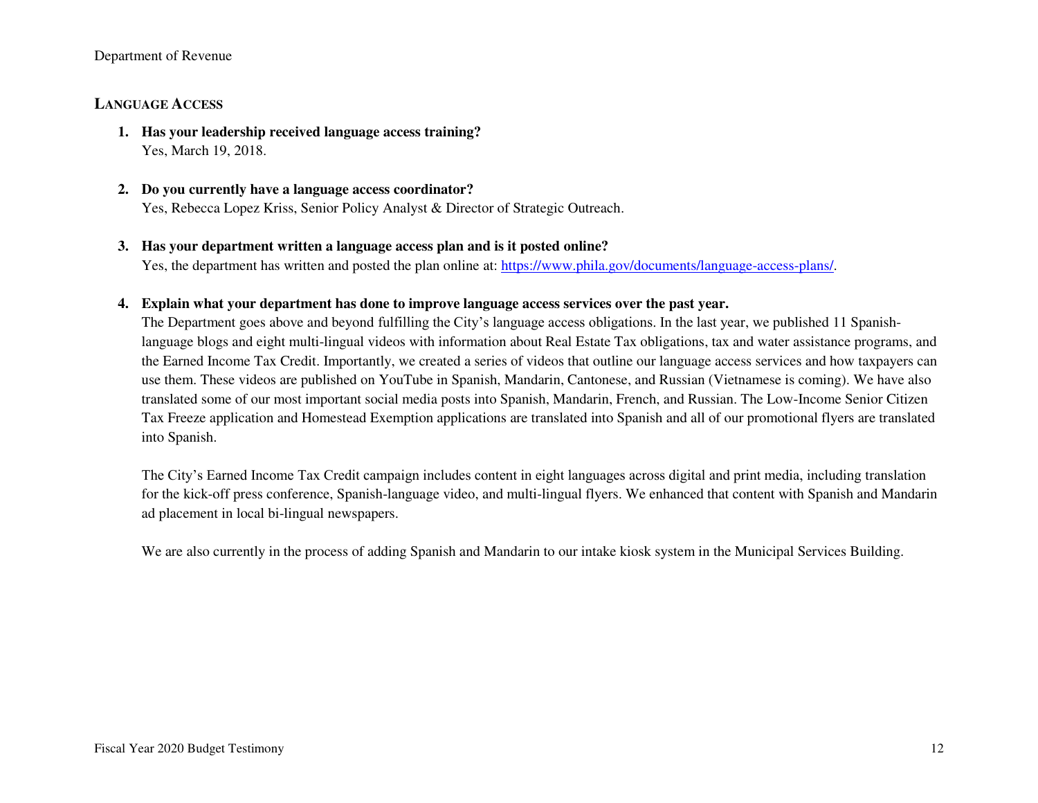## Language Access

1. **Has your leadership received language access training?**
   Yes, March 19, 2018.

2. **Do you currently have a language access coordinator?**
   Yes, Rebecca Lopez Kriss, Senior Policy Analyst & Director of Strategic Outreach.

3. **Has your department written a language access plan and is it posted online?**
   Yes, the department has written and posted the plan online at: [https://www.phila.gov/documents/language-access-plans/](https://www.phila.gov/documents/language-access-plans/).

4. **Explain what your department has done to improve language access services over the past year.**
   The Department goes above and beyond fulfilling the City's language access obligations. In the last year, we published 11 Spanish-language blogs and eight multi-lingual videos with information about Real Estate Tax obligations, tax and water assistance programs, and the Earned Income Tax Credit. Importantly, we created a series of videos that outline our language access services and how taxpayers can use them. These videos are published on YouTube in Spanish, Mandarin, Cantonese, and Russian (Vietnamese is coming). We have also translated some of our most important social media posts into Spanish, Mandarin, French, and Russian. The Low-Income Senior Citizen Tax Freeze application and Homestead Exemption applications are translated into Spanish and all of our promotional flyers are translated into Spanish.

   The City's Earned Income Tax Credit campaign includes content in eight languages across digital and print media, including translation for the kick-off press conference, Spanish-language video, and multi-lingual flyers. We enhanced that content with Spanish and Mandarin ad placement in local bi-lingual newspapers.

   We are also currently in the process of adding Spanish and Mandarin to our intake kiosk system in the Municipal Services Building.